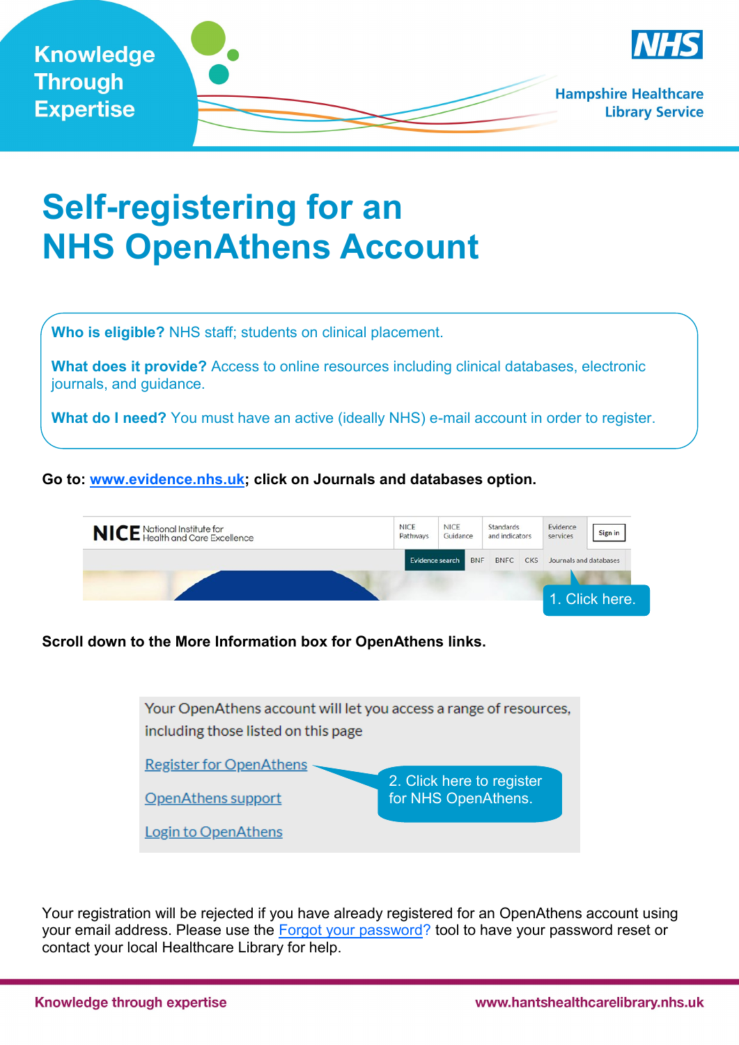Knowledge Through Expertise

Hampshire Healthcare Library Service

# Self-registering for an NHS OpenAthens Account

**Who is eligible?** NHS staff; students on clinical placement.

**What does it provide?** Access to online resources including clinical databases, electronic journals, and guidance.

**What do I need?** You must have an active (ideally NHS) e-mail account in order to register.

**Go to: www.evidence.nhs.uk; click on Journals and databases option.**

1. Click here.

**Scroll down to the More Information box for OpenAthens links.**

Your OpenAthens account will let you access a range of resources, including those listed on this page

Register for OpenAthens

OpenAthens support

Login to OpenAthens

2. Click here to register for NHS OpenAthens.

Your registration will be rejected if you have already registered for an OpenAthens account using your email address. Please use the Forgot your password? tool to have your password reset or contact your local Healthcare Library for help.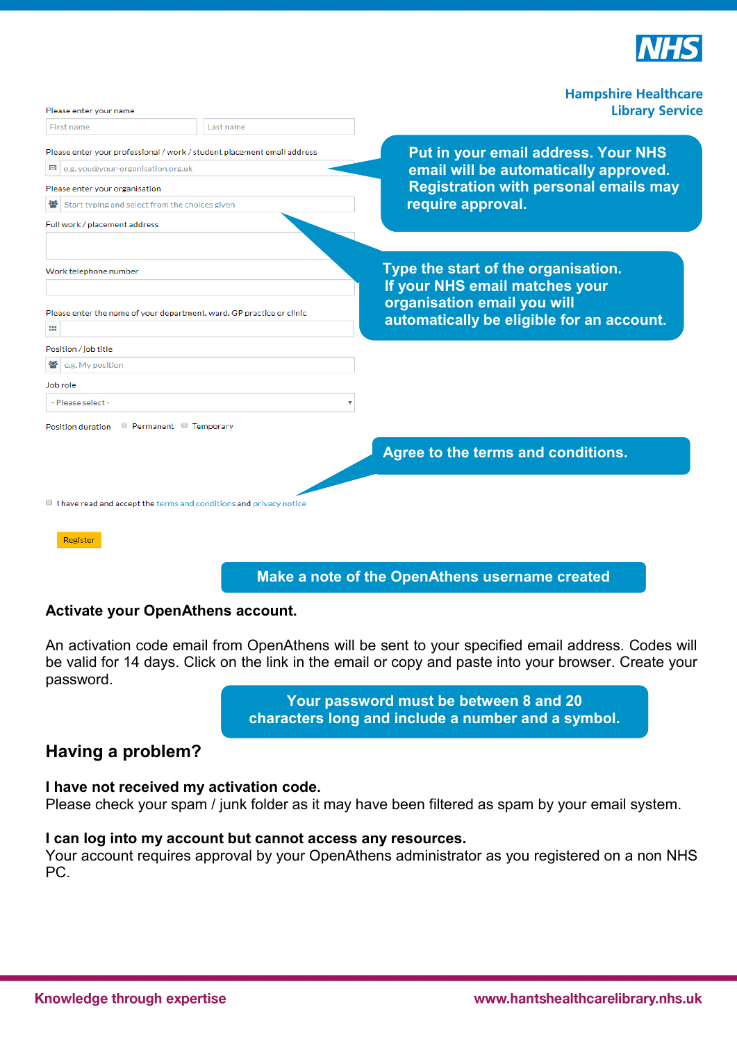Hampshire Healthcare Library Service

Please enter your name

First name | Last name

Please enter your professional / work / student placement email address

e.g. you@your-organisation.org.uk

**Put in your email address. Your NHS email will be automatically approved. Registration with personal emails may require approval.**

Please enter your organisation

Start typing and select from the choices given

**Type the start of the organisation. If your NHS email matches your organisation email you will automatically be eligible for an account.**

Full work / placement address

Work telephone number

Please enter the name of your department, ward, GP practice or clinic

Position / job title

e.g. My position

Job role

- Please select -

Position duration ○ Permanent ○ Temporary

**Agree to the terms and conditions.**

☐ I have read and accept the terms and conditions and privacy notice

Register

**Make a note of the OpenAthens username created**

### Activate your OpenAthens account.

An activation code email from OpenAthens will be sent to your specified email address. Codes will be valid for 14 days. Click on the link in the email or copy and paste into your browser. Create your password.

**Your password must be between 8 and 20 characters long and include a number and a symbol.**

## Having a problem?

**I have not received my activation code.**
Please check your spam / junk folder as it may have been filtered as spam by your email system.

**I can log into my account but cannot access any resources.**
Your account requires approval by your OpenAthens administrator as you registered on a non NHS PC.

Knowledge through expertise

www.hantshealthcarelibrary.nhs.uk